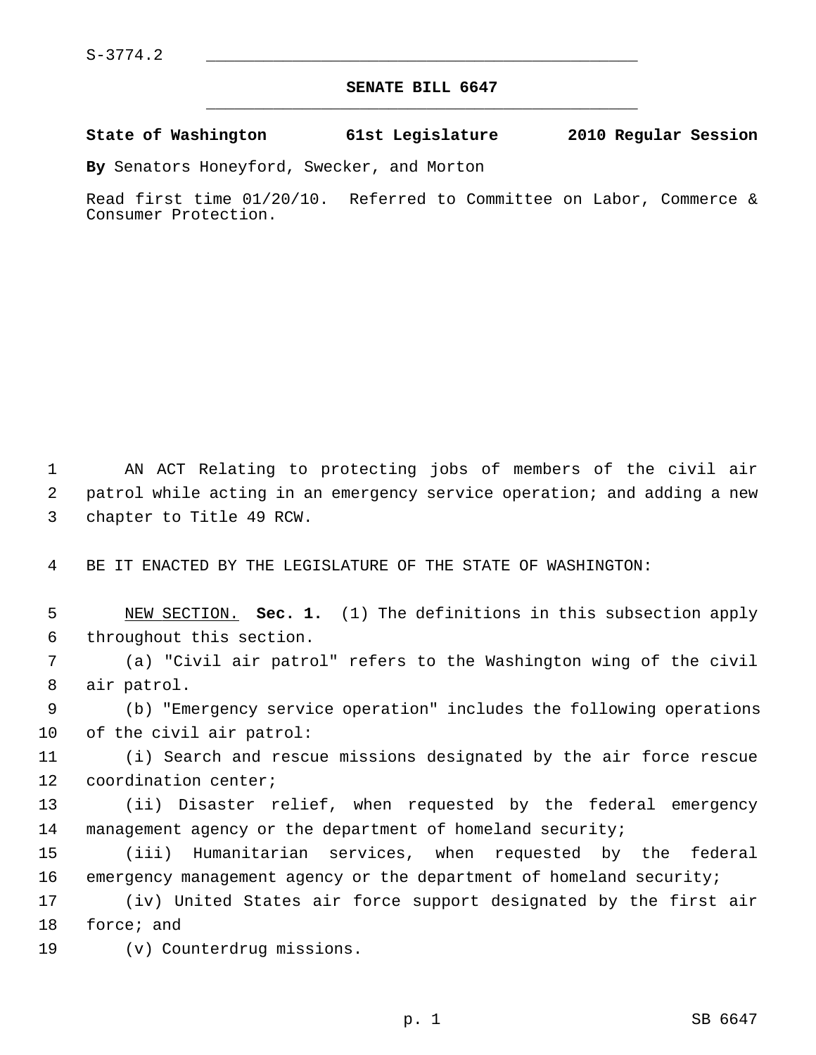S-3774.2

# SENATE BILL 6647

**State of Washington 61st Legislature 2010 Regular Session**

**By** Senators Honeyford, Swecker, and Morton

Read first time 01/20/10. Referred to Committee on Labor, Commerce & Consumer Protection.

AN ACT Relating to protecting jobs of members of the civil air patrol while acting in an emergency service operation; and adding a new chapter to Title 49 RCW.

BE IT ENACTED BY THE LEGISLATURE OF THE STATE OF WASHINGTON:

NEW SECTION. **Sec. 1.** (1) The definitions in this subsection apply throughout this section.

(a) "Civil air patrol" refers to the Washington wing of the civil air patrol.

(b) "Emergency service operation" includes the following operations of the civil air patrol:

(i) Search and rescue missions designated by the air force rescue coordination center;

(ii) Disaster relief, when requested by the federal emergency management agency or the department of homeland security;

(iii) Humanitarian services, when requested by the federal emergency management agency or the department of homeland security;

(iv) United States air force support designated by the first air force; and

(v) Counterdrug missions.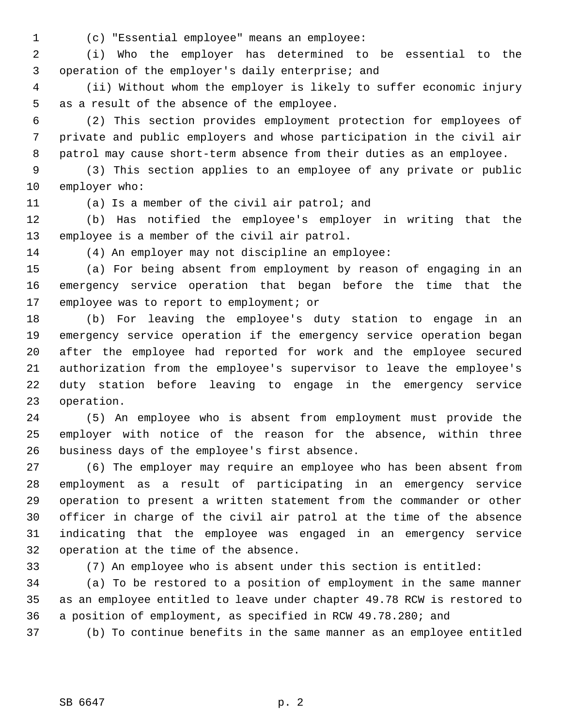(c) "Essential employee" means an employee:

(i) Who the employer has determined to be essential to the operation of the employer's daily enterprise; and

(ii) Without whom the employer is likely to suffer economic injury as a result of the absence of the employee.

(2) This section provides employment protection for employees of private and public employers and whose participation in the civil air patrol may cause short-term absence from their duties as an employee.

(3) This section applies to an employee of any private or public employer who:

(a) Is a member of the civil air patrol; and

(b) Has notified the employee's employer in writing that the employee is a member of the civil air patrol.

(4) An employer may not discipline an employee:

(a) For being absent from employment by reason of engaging in an emergency service operation that began before the time that the employee was to report to employment; or

(b) For leaving the employee's duty station to engage in an emergency service operation if the emergency service operation began after the employee had reported for work and the employee secured authorization from the employee's supervisor to leave the employee's duty station before leaving to engage in the emergency service operation.

(5) An employee who is absent from employment must provide the employer with notice of the reason for the absence, within three business days of the employee's first absence.

(6) The employer may require an employee who has been absent from employment as a result of participating in an emergency service operation to present a written statement from the commander or other officer in charge of the civil air patrol at the time of the absence indicating that the employee was engaged in an emergency service operation at the time of the absence.

(7) An employee who is absent under this section is entitled:

(a) To be restored to a position of employment in the same manner as an employee entitled to leave under chapter 49.78 RCW is restored to a position of employment, as specified in RCW 49.78.280; and

(b) To continue benefits in the same manner as an employee entitled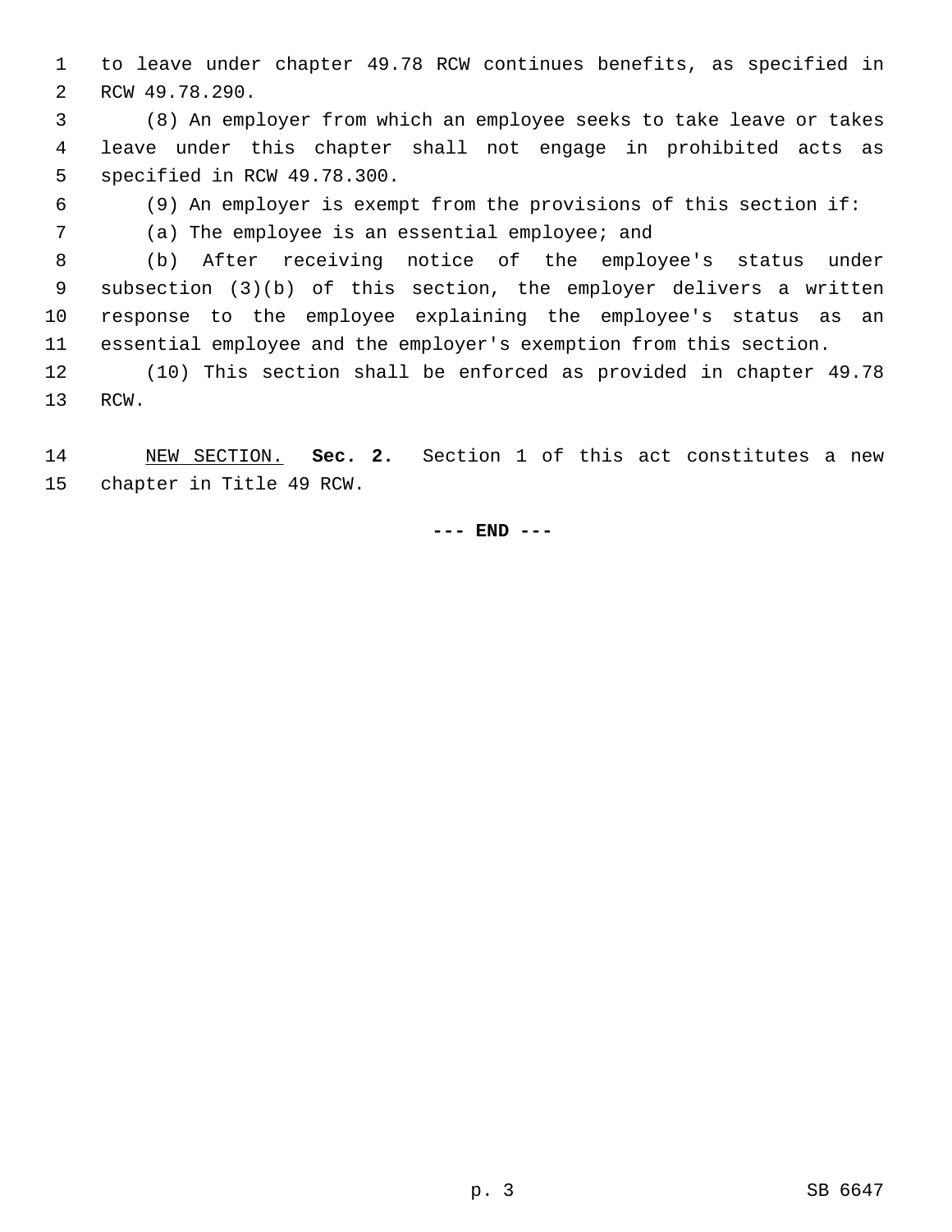to leave under chapter 49.78 RCW continues benefits, as specified in RCW 49.78.290.

(8) An employer from which an employee seeks to take leave or takes leave under this chapter shall not engage in prohibited acts as specified in RCW 49.78.300.

(9) An employer is exempt from the provisions of this section if:

(a) The employee is an essential employee; and

(b) After receiving notice of the employee's status under subsection (3)(b) of this section, the employer delivers a written response to the employee explaining the employee's status as an essential employee and the employer's exemption from this section.

(10) This section shall be enforced as provided in chapter 49.78 RCW.

NEW SECTION. **Sec. 2.** Section 1 of this act constitutes a new chapter in Title 49 RCW.

**--- END ---**